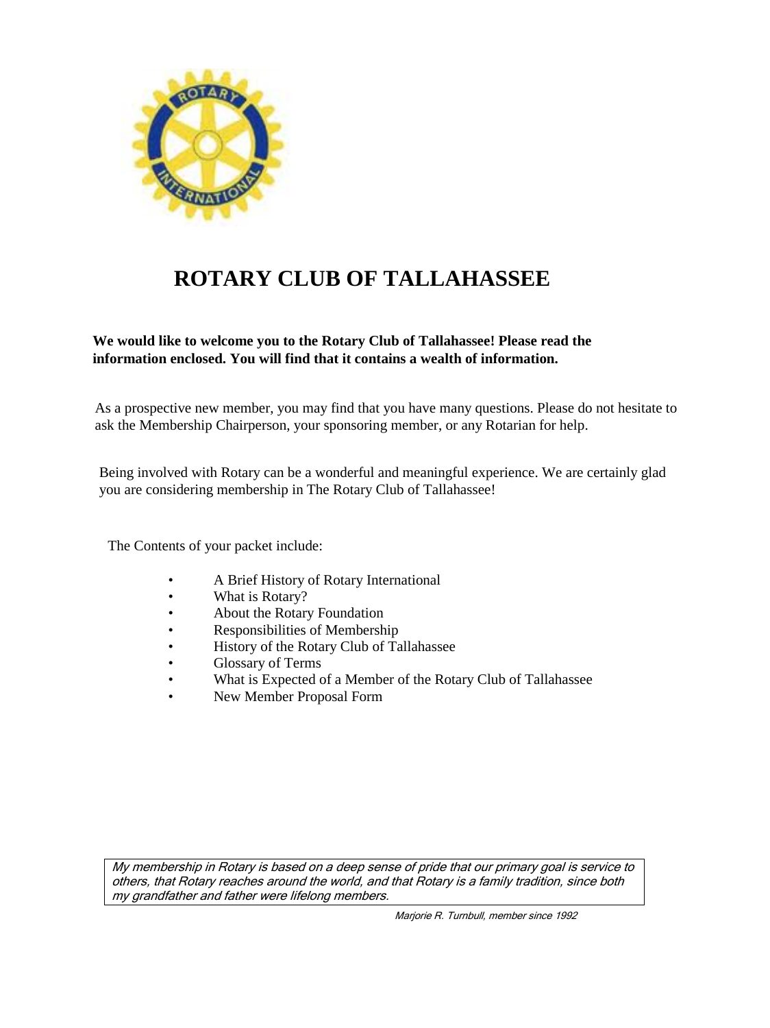# ROTARY CLUB OF TALLAHASSEE

**We would like to welcome you to the Rotary Club of Tallahassee! Please read the information enclosed. You will find that it contains a wealth of information.**

As a prospective new member, you may find that you have many questions. Please do not hesitate to ask the Membership Chairperson, your sponsoring member, or any Rotarian for help.

Being involved with Rotary can be a wonderful and meaningful experience. We are certainly glad you are considering membership in The Rotary Club of Tallahassee!

The Contents of your packet include:

- A Brief History of Rotary International
- What is Rotary?
- About the Rotary Foundation
- Responsibilities of Membership
- History of the Rotary Club of Tallahassee
- Glossary of Terms
- What is Expected of a Member of the Rotary Club of Tallahassee
- New Member Proposal Form

*My membership in Rotary is based on a deep sense of pride that our primary goal is service to others, that Rotary reaches around the world, and that Rotary is a family tradition, since both my grandfather and father were lifelong members.*

*Marjorie R. Turnbull, member since 1992*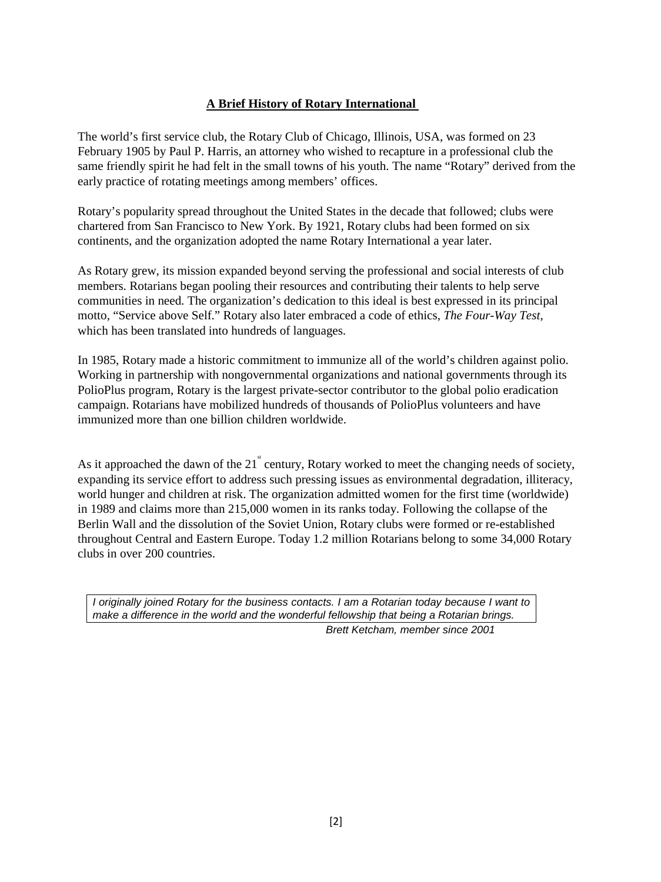# A Brief History of Rotary International

The world's first service club, the Rotary Club of Chicago, Illinois, USA, was formed on 23 February 1905 by Paul P. Harris, an attorney who wished to recapture in a professional club the same friendly spirit he had felt in the small towns of his youth. The name "Rotary" derived from the early practice of rotating meetings among members' offices.

Rotary's popularity spread throughout the United States in the decade that followed; clubs were chartered from San Francisco to New York. By 1921, Rotary clubs had been formed on six continents, and the organization adopted the name Rotary International a year later.

As Rotary grew, its mission expanded beyond serving the professional and social interests of club members. Rotarians began pooling their resources and contributing their talents to help serve communities in need. The organization's dedication to this ideal is best expressed in its principal motto, "Service above Self." Rotary also later embraced a code of ethics, *The Four-Way Test*, which has been translated into hundreds of languages.

In 1985, Rotary made a historic commitment to immunize all of the world's children against polio. Working in partnership with nongovernmental organizations and national governments through its PolioPlus program, Rotary is the largest private-sector contributor to the global polio eradication campaign. Rotarians have mobilized hundreds of thousands of PolioPlus volunteers and have immunized more than one billion children worldwide.

As it approached the dawn of the 21st century, Rotary worked to meet the changing needs of society, expanding its service effort to address such pressing issues as environmental degradation, illiteracy, world hunger and children at risk. The organization admitted women for the first time (worldwide) in 1989 and claims more than 215,000 women in its ranks today. Following the collapse of the Berlin Wall and the dissolution of the Soviet Union, Rotary clubs were formed or re-established throughout Central and Eastern Europe. Today 1.2 million Rotarians belong to some 34,000 Rotary clubs in over 200 countries.

*I originally joined Rotary for the business contacts. I am a Rotarian today because I want to make a difference in the world and the wonderful fellowship that being a Rotarian brings.*

*Brett Ketcham, member since 2001*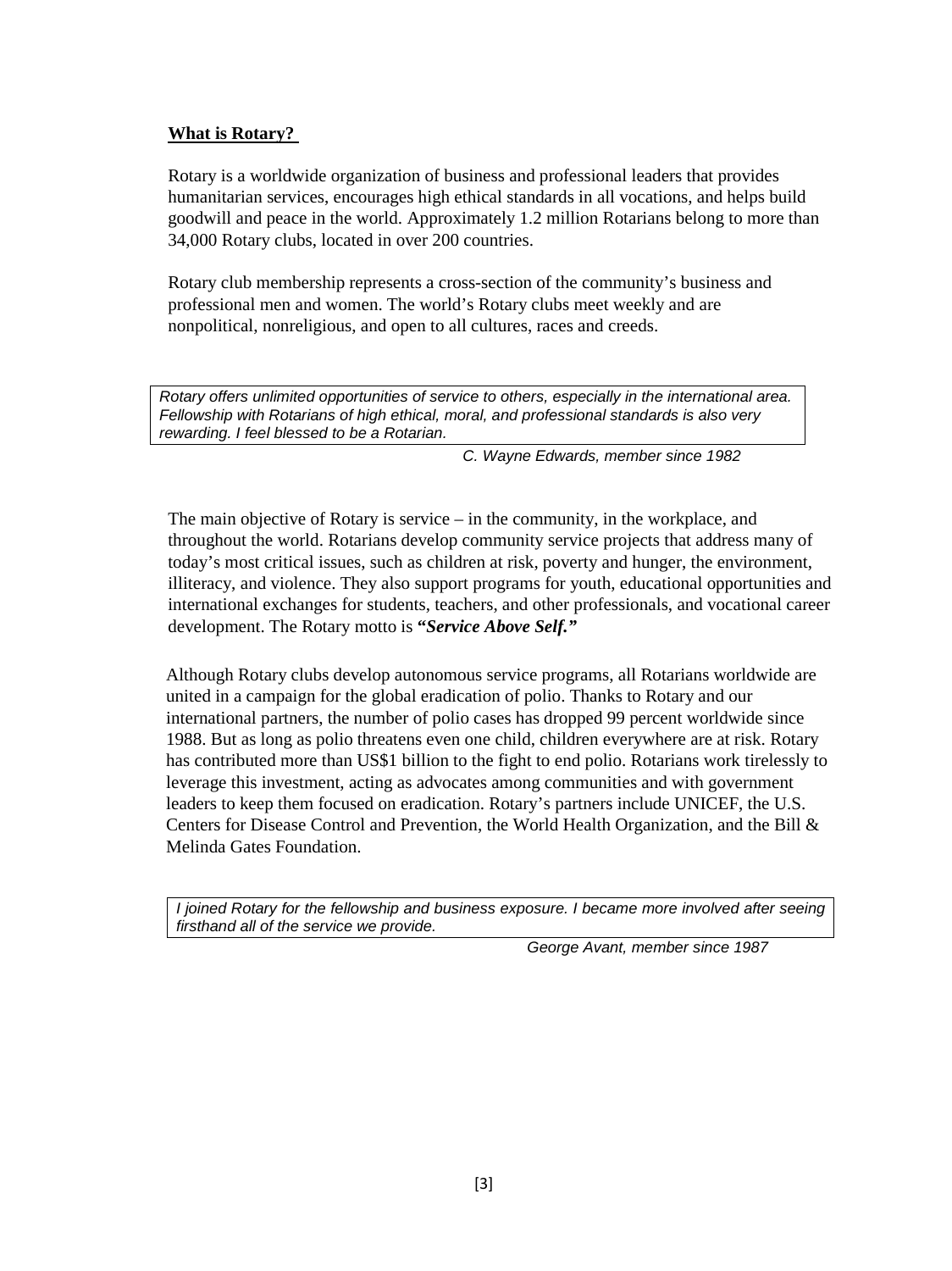**What is Rotary?**

Rotary is a worldwide organization of business and professional leaders that provides humanitarian services, encourages high ethical standards in all vocations, and helps build goodwill and peace in the world. Approximately 1.2 million Rotarians belong to more than 34,000 Rotary clubs, located in over 200 countries.

Rotary club membership represents a cross-section of the community's business and professional men and women. The world's Rotary clubs meet weekly and are nonpolitical, nonreligious, and open to all cultures, races and creeds.

> *Rotary offers unlimited opportunities of service to others, especially in the international area. Fellowship with Rotarians of high ethical, moral, and professional standards is also very rewarding. I feel blessed to be a Rotarian.*
>
> *C. Wayne Edwards, member since 1982*

The main objective of Rotary is service – in the community, in the workplace, and throughout the world. Rotarians develop community service projects that address many of today's most critical issues, such as children at risk, poverty and hunger, the environment, illiteracy, and violence. They also support programs for youth, educational opportunities and international exchanges for students, teachers, and other professionals, and vocational career development. The Rotary motto is ***"Service Above Self."***

Although Rotary clubs develop autonomous service programs, all Rotarians worldwide are united in a campaign for the global eradication of polio. Thanks to Rotary and our international partners, the number of polio cases has dropped 99 percent worldwide since 1988. But as long as polio threatens even one child, children everywhere are at risk. Rotary has contributed more than US$1 billion to the fight to end polio. Rotarians work tirelessly to leverage this investment, acting as advocates among communities and with government leaders to keep them focused on eradication. Rotary's partners include UNICEF, the U.S. Centers for Disease Control and Prevention, the World Health Organization, and the Bill & Melinda Gates Foundation.

> *I joined Rotary for the fellowship and business exposure. I became more involved after seeing firsthand all of the service we provide.*
>
> *George Avant, member since 1987*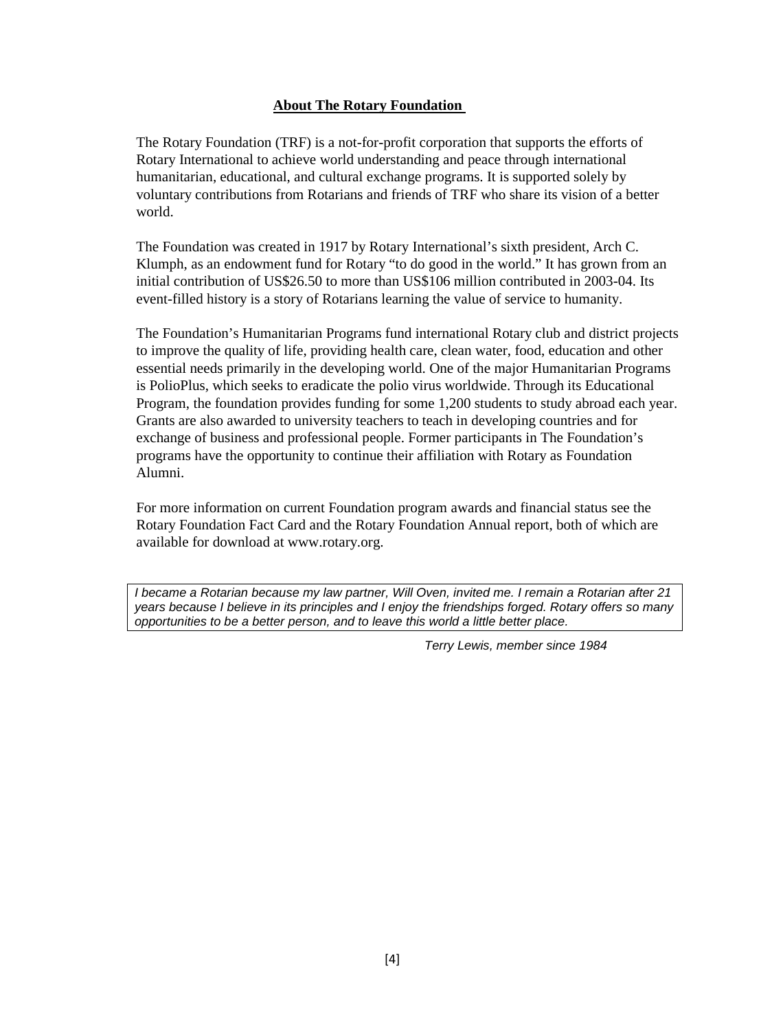## About The Rotary Foundation

The Rotary Foundation (TRF) is a not-for-profit corporation that supports the efforts of Rotary International to achieve world understanding and peace through international humanitarian, educational, and cultural exchange programs. It is supported solely by voluntary contributions from Rotarians and friends of TRF who share its vision of a better world.

The Foundation was created in 1917 by Rotary International's sixth president, Arch C. Klumph, as an endowment fund for Rotary "to do good in the world." It has grown from an initial contribution of US$26.50 to more than US$106 million contributed in 2003-04. Its event-filled history is a story of Rotarians learning the value of service to humanity.

The Foundation's Humanitarian Programs fund international Rotary club and district projects to improve the quality of life, providing health care, clean water, food, education and other essential needs primarily in the developing world. One of the major Humanitarian Programs is PolioPlus, which seeks to eradicate the polio virus worldwide. Through its Educational Program, the foundation provides funding for some 1,200 students to study abroad each year. Grants are also awarded to university teachers to teach in developing countries and for exchange of business and professional people. Former participants in The Foundation's programs have the opportunity to continue their affiliation with Rotary as Foundation Alumni.

For more information on current Foundation program awards and financial status see the Rotary Foundation Fact Card and the Rotary Foundation Annual report, both of which are available for download at www.rotary.org.

> *I became a Rotarian because my law partner, Will Oven, invited me. I remain a Rotarian after 21 years because I believe in its principles and I enjoy the friendships forged. Rotary offers so many opportunities to be a better person, and to leave this world a little better place.*

*Terry Lewis, member since 1984*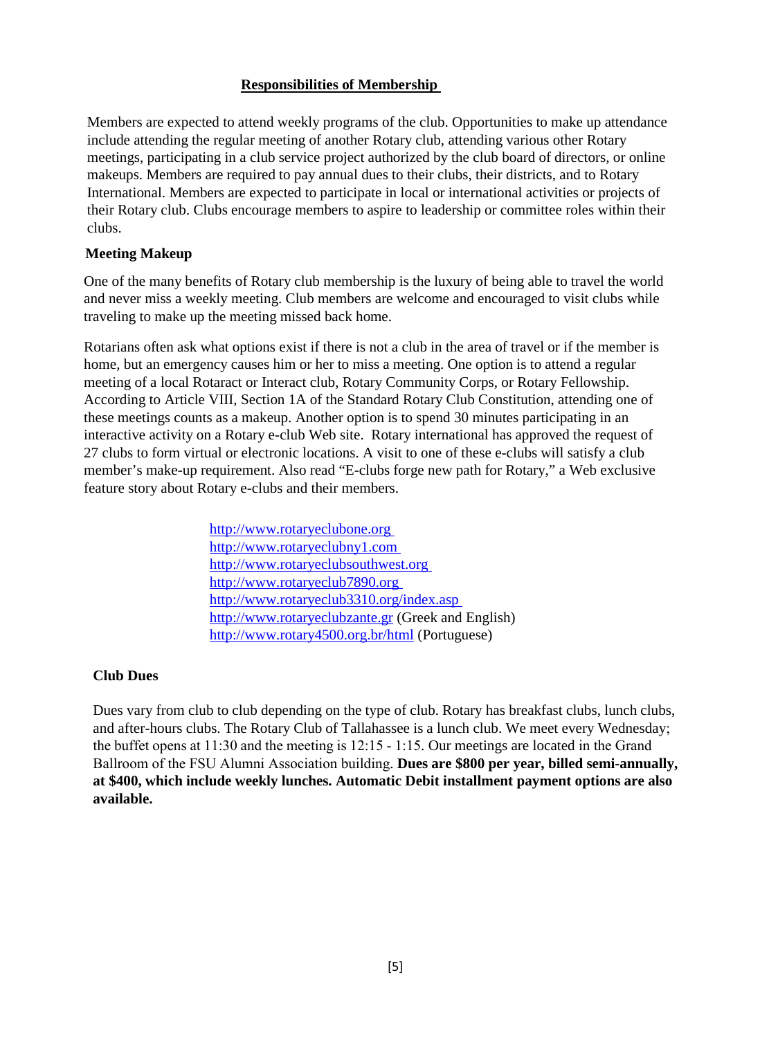## Responsibilities of Membership

Members are expected to attend weekly programs of the club. Opportunities to make up attendance include attending the regular meeting of another Rotary club, attending various other Rotary meetings, participating in a club service project authorized by the club board of directors, or online makeups. Members are required to pay annual dues to their clubs, their districts, and to Rotary International. Members are expected to participate in local or international activities or projects of their Rotary club. Clubs encourage members to aspire to leadership or committee roles within their clubs.

### Meeting Makeup

One of the many benefits of Rotary club membership is the luxury of being able to travel the world and never miss a weekly meeting. Club members are welcome and encouraged to visit clubs while traveling to make up the meeting missed back home.

Rotarians often ask what options exist if there is not a club in the area of travel or if the member is home, but an emergency causes him or her to miss a meeting. One option is to attend a regular meeting of a local Rotaract or Interact club, Rotary Community Corps, or Rotary Fellowship. According to Article VIII, Section 1A of the Standard Rotary Club Constitution, attending one of these meetings counts as a makeup. Another option is to spend 30 minutes participating in an interactive activity on a Rotary e-club Web site. Rotary international has approved the request of 27 clubs to form virtual or electronic locations. A visit to one of these e-clubs will satisfy a club member's make-up requirement. Also read "E-clubs forge new path for Rotary," a Web exclusive feature story about Rotary e-clubs and their members.

http://www.rotaryeclubone.org
http://www.rotaryeclubny1.com
http://www.rotaryeclubsouthwest.org
http://www.rotaryeclub7890.org
http://www.rotaryeclub3310.org/index.asp
http://www.rotaryeclubzante.gr (Greek and English)
http://www.rotary4500.org.br/html (Portuguese)

### Club Dues

Dues vary from club to club depending on the type of club. Rotary has breakfast clubs, lunch clubs, and after-hours clubs. The Rotary Club of Tallahassee is a lunch club. We meet every Wednesday; the buffet opens at 11:30 and the meeting is 12:15 - 1:15. Our meetings are located in the Grand Ballroom of the FSU Alumni Association building. **Dues are $800 per year, billed semi-annually, at $400, which include weekly lunches. Automatic Debit installment payment options are also available.**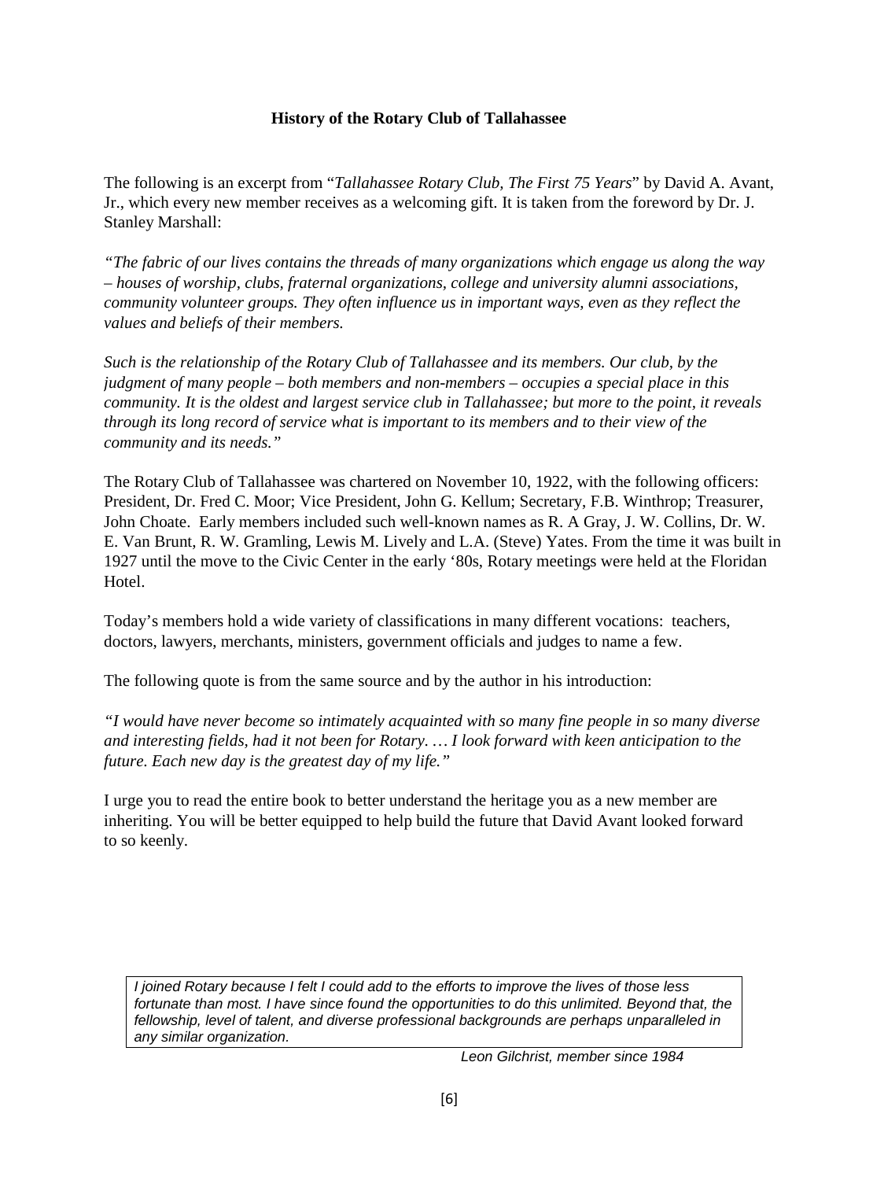**History of the Rotary Club of Tallahassee**

The following is an excerpt from "*Tallahassee Rotary Club, The First 75 Years*" by David A. Avant, Jr., which every new member receives as a welcoming gift. It is taken from the foreword by Dr. J. Stanley Marshall:

*"The fabric of our lives contains the threads of many organizations which engage us along the way – houses of worship, clubs, fraternal organizations, college and university alumni associations, community volunteer groups. They often influence us in important ways, even as they reflect the values and beliefs of their members.*

*Such is the relationship of the Rotary Club of Tallahassee and its members. Our club, by the judgment of many people – both members and non-members – occupies a special place in this community. It is the oldest and largest service club in Tallahassee; but more to the point, it reveals through its long record of service what is important to its members and to their view of the community and its needs."*

The Rotary Club of Tallahassee was chartered on November 10, 1922, with the following officers: President, Dr. Fred C. Moor; Vice President, John G. Kellum; Secretary, F.B. Winthrop; Treasurer, John Choate. Early members included such well-known names as R. A Gray, J. W. Collins, Dr. W. E. Van Brunt, R. W. Gramling, Lewis M. Lively and L.A. (Steve) Yates. From the time it was built in 1927 until the move to the Civic Center in the early '80s, Rotary meetings were held at the Floridan Hotel.

Today's members hold a wide variety of classifications in many different vocations: teachers, doctors, lawyers, merchants, ministers, government officials and judges to name a few.

The following quote is from the same source and by the author in his introduction:

*"I would have never become so intimately acquainted with so many fine people in so many diverse and interesting fields, had it not been for Rotary. … I look forward with keen anticipation to the future. Each new day is the greatest day of my life."*

I urge you to read the entire book to better understand the heritage you as a new member are inheriting. You will be better equipped to help build the future that David Avant looked forward to so keenly.

*I joined Rotary because I felt I could add to the efforts to improve the lives of those less fortunate than most. I have since found the opportunities to do this unlimited. Beyond that, the fellowship, level of talent, and diverse professional backgrounds are perhaps unparalleled in any similar organization.*

*Leon Gilchrist, member since 1984*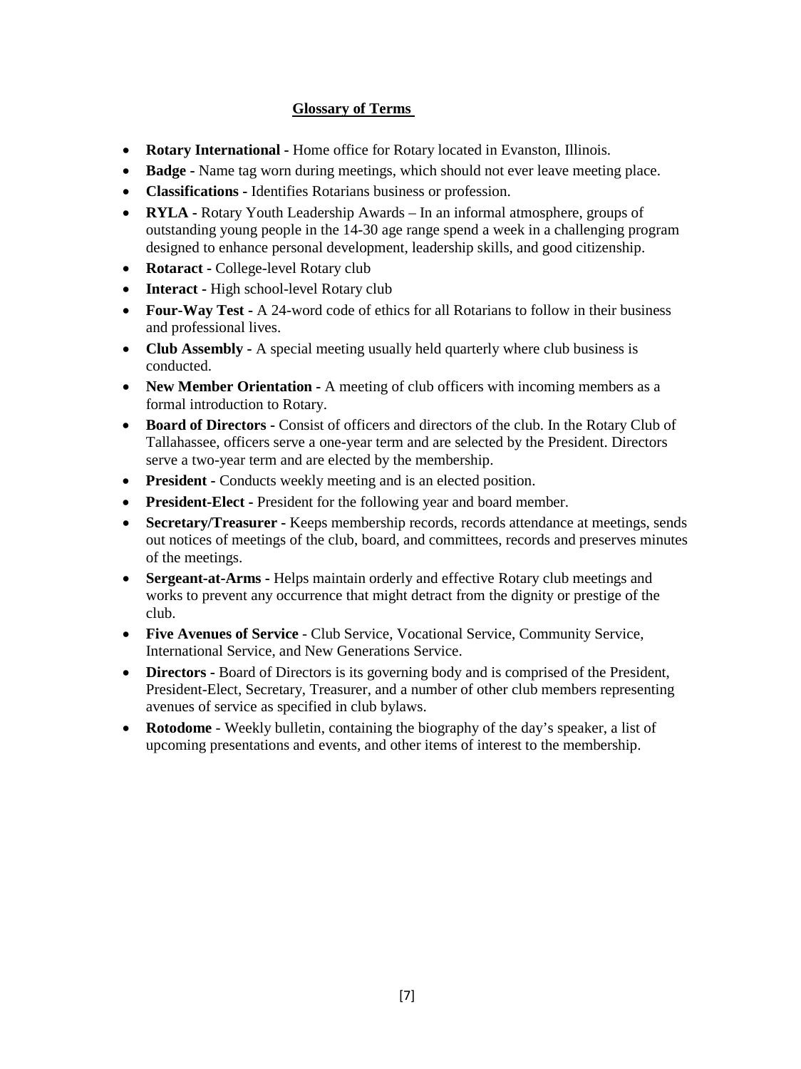## Glossary of Terms

- **Rotary International -** Home office for Rotary located in Evanston, Illinois.
- **Badge -** Name tag worn during meetings, which should not ever leave meeting place.
- **Classifications -** Identifies Rotarians business or profession.
- **RYLA -** Rotary Youth Leadership Awards – In an informal atmosphere, groups of outstanding young people in the 14-30 age range spend a week in a challenging program designed to enhance personal development, leadership skills, and good citizenship.
- **Rotaract -** College-level Rotary club
- **Interact -** High school-level Rotary club
- **Four-Way Test -** A 24-word code of ethics for all Rotarians to follow in their business and professional lives.
- **Club Assembly -** A special meeting usually held quarterly where club business is conducted.
- **New Member Orientation -** A meeting of club officers with incoming members as a formal introduction to Rotary.
- **Board of Directors -** Consist of officers and directors of the club. In the Rotary Club of Tallahassee, officers serve a one-year term and are selected by the President. Directors serve a two-year term and are elected by the membership.
- **President -** Conducts weekly meeting and is an elected position.
- **President-Elect -** President for the following year and board member.
- **Secretary/Treasurer -** Keeps membership records, records attendance at meetings, sends out notices of meetings of the club, board, and committees, records and preserves minutes of the meetings.
- **Sergeant-at-Arms** - Helps maintain orderly and effective Rotary club meetings and works to prevent any occurrence that might detract from the dignity or prestige of the club.
- **Five Avenues of Service** - Club Service, Vocational Service, Community Service, International Service, and New Generations Service.
- **Directors -** Board of Directors is its governing body and is comprised of the President, President-Elect, Secretary, Treasurer, and a number of other club members representing avenues of service as specified in club bylaws.
- **Rotodome** - Weekly bulletin, containing the biography of the day's speaker, a list of upcoming presentations and events, and other items of interest to the membership.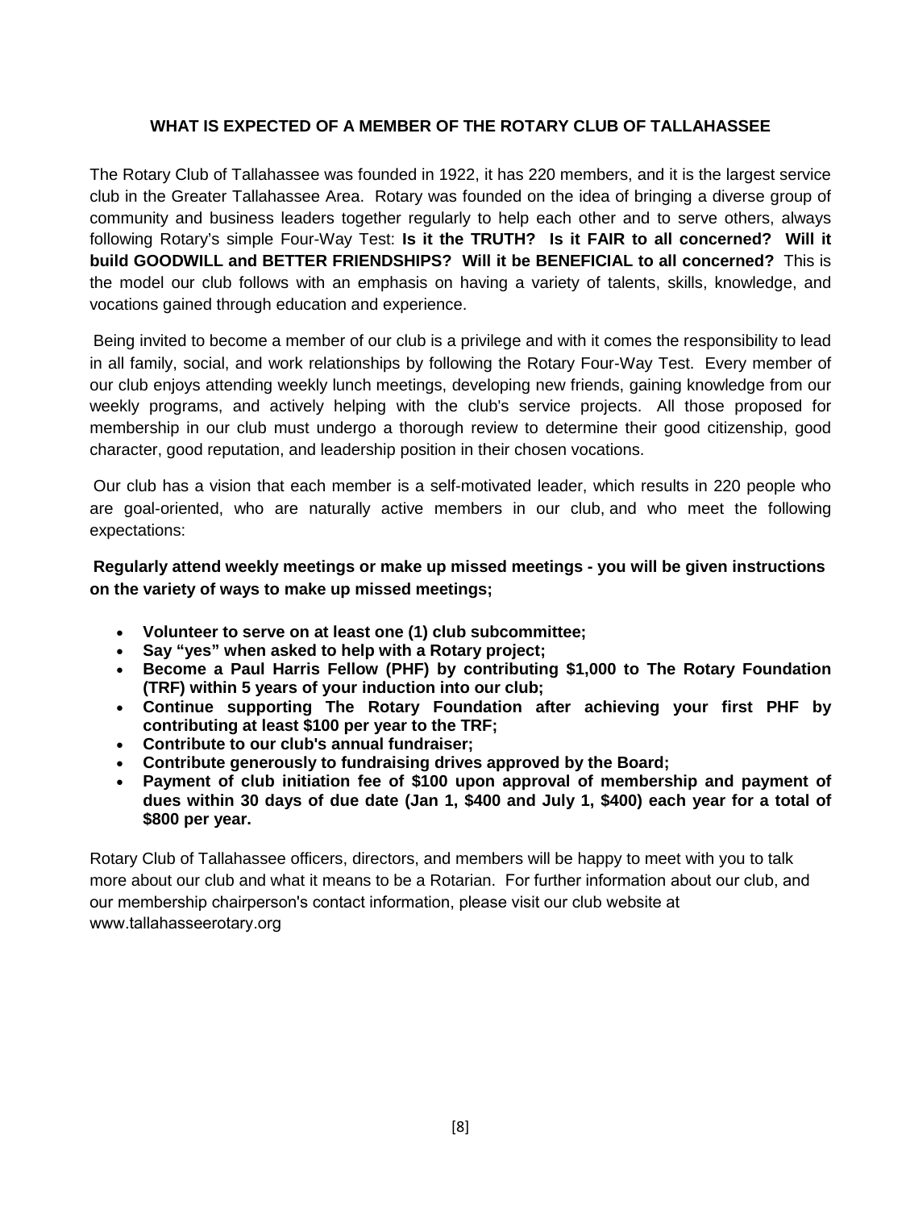# WHAT IS EXPECTED OF A MEMBER OF THE ROTARY CLUB OF TALLAHASSEE

The Rotary Club of Tallahassee was founded in 1922, it has 220 members, and it is the largest service club in the Greater Tallahassee Area. Rotary was founded on the idea of bringing a diverse group of community and business leaders together regularly to help each other and to serve others, always following Rotary's simple Four-Way Test: **Is it the TRUTH? Is it FAIR to all concerned? Will it build GOODWILL and BETTER FRIENDSHIPS? Will it be BENEFICIAL to all concerned?** This is the model our club follows with an emphasis on having a variety of talents, skills, knowledge, and vocations gained through education and experience.

Being invited to become a member of our club is a privilege and with it comes the responsibility to lead in all family, social, and work relationships by following the Rotary Four-Way Test. Every member of our club enjoys attending weekly lunch meetings, developing new friends, gaining knowledge from our weekly programs, and actively helping with the club's service projects. All those proposed for membership in our club must undergo a thorough review to determine their good citizenship, good character, good reputation, and leadership position in their chosen vocations.

Our club has a vision that each member is a self-motivated leader, which results in 220 people who are goal-oriented, who are naturally active members in our club, and who meet the following expectations:

**Regularly attend weekly meetings or make up missed meetings - you will be given instructions on the variety of ways to make up missed meetings;**

- **Volunteer to serve on at least one (1) club subcommittee;**
- **Say "yes" when asked to help with a Rotary project;**
- **Become a Paul Harris Fellow (PHF) by contributing $1,000 to The Rotary Foundation (TRF) within 5 years of your induction into our club;**
- **Continue supporting The Rotary Foundation after achieving your first PHF by contributing at least $100 per year to the TRF;**
- **Contribute to our club's annual fundraiser;**
- **Contribute generously to fundraising drives approved by the Board;**
- **Payment of club initiation fee of $100 upon approval of membership and payment of dues within 30 days of due date (Jan 1, $400 and July 1, $400) each year for a total of $800 per year.**

Rotary Club of Tallahassee officers, directors, and members will be happy to meet with you to talk more about our club and what it means to be a Rotarian. For further information about our club, and our membership chairperson's contact information, please visit our club website at www.tallahasseerotary.org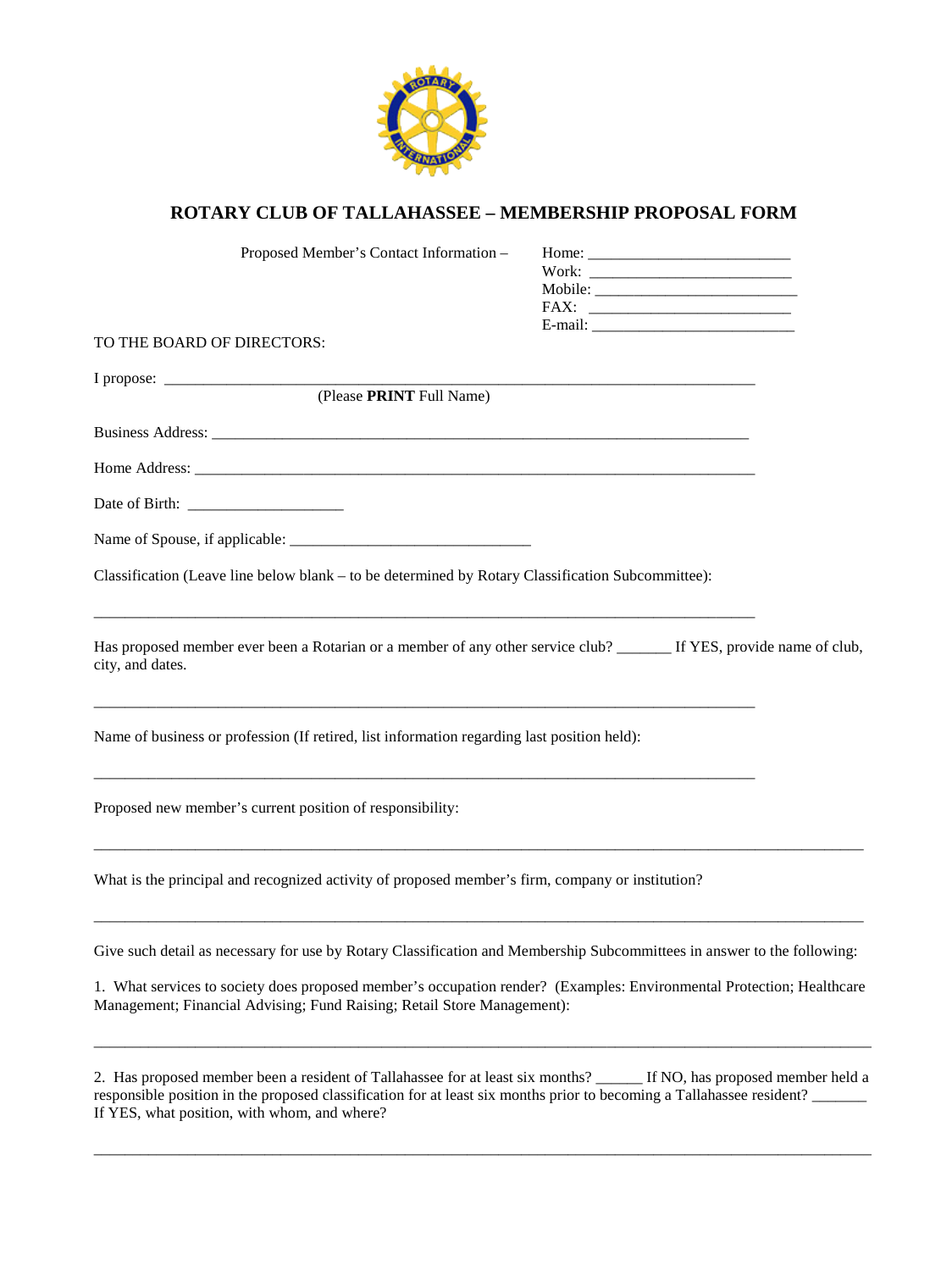# ROTARY CLUB OF TALLAHASSEE – MEMBERSHIP PROPOSAL FORM

Proposed Member's Contact Information –

Home: _________________________
Work: _________________________
Mobile: _________________________
FAX: _________________________
E-mail: _________________________

TO THE BOARD OF DIRECTORS:

I propose: ___________________________________________________________________________
(Please **PRINT** Full Name)

Business Address: _____________________________________________________________________

Home Address: ________________________________________________________________________

Date of Birth: ____________________

Name of Spouse, if applicable: _______________________________

Classification (Leave line below blank – to be determined by Rotary Classification Subcommittee):

___________________________________________________________________________________

Has proposed member ever been a Rotarian or a member of any other service club? _______ If YES, provide name of club, city, and dates.

___________________________________________________________________________________

Name of business or profession (If retired, list information regarding last position held):

___________________________________________________________________________________

Proposed new member's current position of responsibility:

___________________________________________________________________________________

What is the principal and recognized activity of proposed member's firm, company or institution?

___________________________________________________________________________________

Give such detail as necessary for use by Rotary Classification and Membership Subcommittees in answer to the following:

1. What services to society does proposed member's occupation render? (Examples: Environmental Protection; Healthcare Management; Financial Advising; Fund Raising; Retail Store Management):

___________________________________________________________________________________

2. Has proposed member been a resident of Tallahassee for at least six months? ______ If NO, has proposed member held a responsible position in the proposed classification for at least six months prior to becoming a Tallahassee resident? _______ If YES, what position, with whom, and where?

___________________________________________________________________________________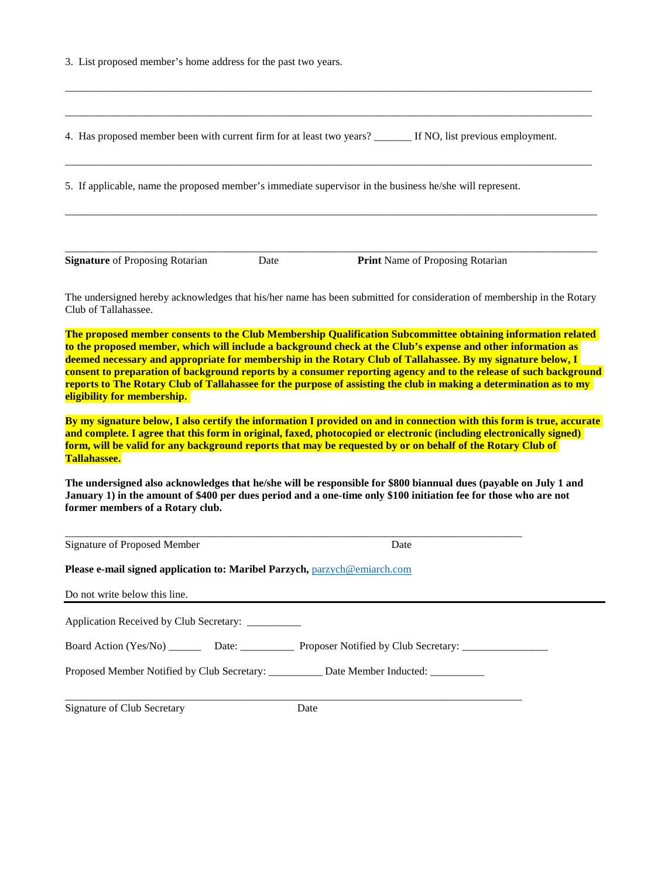3. List proposed member's home address for the past two years.

\_\_\_\_\_\_\_\_\_\_\_\_\_\_\_\_\_\_\_\_\_\_\_\_\_\_\_\_\_\_\_\_\_\_\_\_\_\_\_\_\_\_\_\_\_\_\_\_\_\_\_\_\_\_\_\_\_\_\_\_\_\_\_\_\_\_\_\_\_\_\_\_\_\_\_\_\_\_\_\_\_\_\_\_\_\_\_\_\_\_

\_\_\_\_\_\_\_\_\_\_\_\_\_\_\_\_\_\_\_\_\_\_\_\_\_\_\_\_\_\_\_\_\_\_\_\_\_\_\_\_\_\_\_\_\_\_\_\_\_\_\_\_\_\_\_\_\_\_\_\_\_\_\_\_\_\_\_\_\_\_\_\_\_\_\_\_\_\_\_\_\_\_\_\_\_\_\_\_\_\_

4. Has proposed member been with current firm for at least two years? _______ If NO, list previous employment.

\_\_\_\_\_\_\_\_\_\_\_\_\_\_\_\_\_\_\_\_\_\_\_\_\_\_\_\_\_\_\_\_\_\_\_\_\_\_\_\_\_\_\_\_\_\_\_\_\_\_\_\_\_\_\_\_\_\_\_\_\_\_\_\_\_\_\_\_\_\_\_\_\_\_\_\_\_\_\_\_\_\_\_\_\_\_\_\_\_\_

5. If applicable, name the proposed member's immediate supervisor in the business he/she will represent.

\_\_\_\_\_\_\_\_\_\_\_\_\_\_\_\_\_\_\_\_\_\_\_\_\_\_\_\_\_\_\_\_\_\_\_\_\_\_\_\_\_\_\_\_\_\_\_\_\_\_\_\_\_\_\_\_\_\_\_\_\_\_\_\_\_\_\_\_\_\_\_\_\_\_\_\_\_\_\_\_\_\_\_\_\_\_\_\_\_\_

\_\_\_\_\_\_\_\_\_\_\_\_\_\_\_\_\_\_\_\_\_\_\_\_\_\_\_\_\_\_\_\_\_\_\_\_\_\_\_\_\_\_\_\_\_\_\_\_\_\_\_\_\_\_\_\_\_\_\_\_\_\_\_\_\_\_\_\_\_\_\_\_\_\_\_\_\_\_\_\_\_\_\_\_\_\_\_\_\_\_

**Signature** of Proposing Rotarian Date **Print** Name of Proposing Rotarian

The undersigned hereby acknowledges that his/her name has been submitted for consideration of membership in the Rotary Club of Tallahassee.

**The proposed member consents to the Club Membership Qualification Subcommittee obtaining information related to the proposed member, which will include a background check at the Club's expense and other information as deemed necessary and appropriate for membership in the Rotary Club of Tallahassee. By my signature below, I consent to preparation of background reports by a consumer reporting agency and to the release of such background reports to The Rotary Club of Tallahassee for the purpose of assisting the club in making a determination as to my eligibility for membership.**

**By my signature below, I also certify the information I provided on and in connection with this form is true, accurate and complete. I agree that this form in original, faxed, photocopied or electronic (including electronically signed) form, will be valid for any background reports that may be requested by or on behalf of the Rotary Club of Tallahassee.**

**The undersigned also acknowledges that he/she will be responsible for $800 biannual dues (payable on July 1 and January 1) in the amount of $400 per dues period and a one-time only $100 initiation fee for those who are not former members of a Rotary club.**

\_\_\_\_\_\_\_\_\_\_\_\_\_\_\_\_\_\_\_\_\_\_\_\_\_\_\_\_\_\_\_\_\_\_\_\_\_\_\_\_\_\_\_\_\_\_\_\_\_\_\_\_\_\_\_\_\_\_\_\_\_\_\_\_\_\_\_\_\_\_\_\_\_\_\_\_

Signature of Proposed Member Date

**Please e-mail signed application to: Maribel Parzych,** parzych@emiarch.com

Do not write below this line.

---

Application Received by Club Secretary: __________

Board Action (Yes/No) ______ Date: __________ Proposer Notified by Club Secretary: ________________

Proposed Member Notified by Club Secretary: __________ Date Member Inducted: __________

\_\_\_\_\_\_\_\_\_\_\_\_\_\_\_\_\_\_\_\_\_\_\_\_\_\_\_\_\_\_\_\_\_\_\_\_\_\_\_\_\_\_\_\_\_\_\_\_\_\_\_\_\_\_\_\_\_\_\_\_\_\_\_\_\_\_\_\_\_\_\_\_\_\_\_\_

Signature of Club Secretary Date